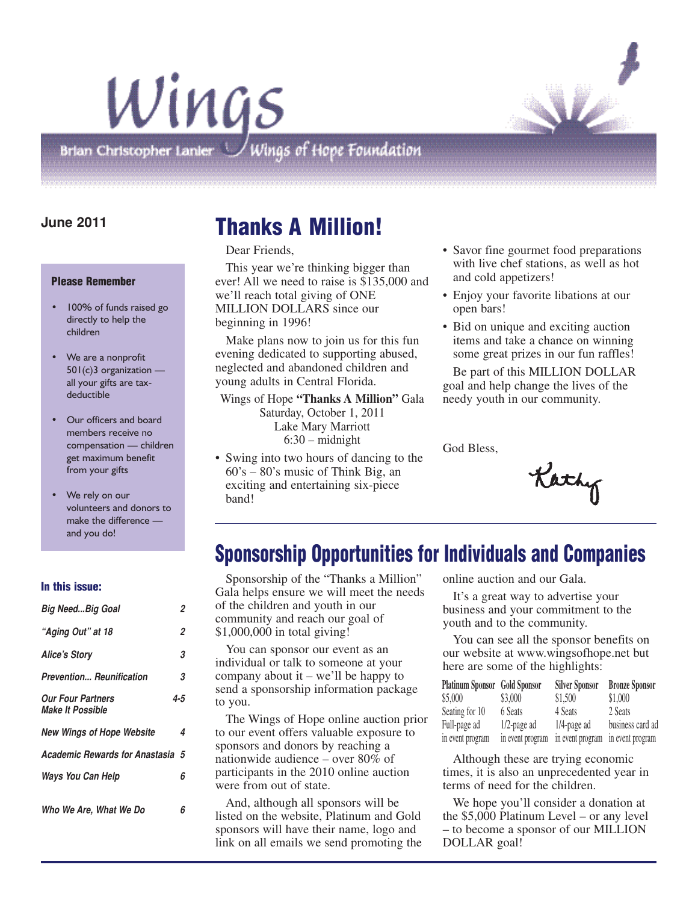# Wings

Brian Christopher Lanier Wings of Hope Foundation

**June 2011**

**Please Remember**

- 100% of funds raised go directly to help the children
- We are a nonprofit 501(c)3 organization — all your gifts are tax-deductible
- Our officers and board members receive no compensation — children get maximum benefit from your gifts
- We rely on our volunteers and donors to make the difference — and you do!

**In this issue:**

| | |
|---|---|
| *Big Need...Big Goal* | 2 |
| *"Aging Out" at 18* | 2 |
| *Alice's Story* | 3 |
| *Prevention... Reunification* | 3 |
| *Our Four Partners Make It Possible* | 4-5 |
| *New Wings of Hope Website* | 4 |
| *Academic Rewards for Anastasia* | 5 |
| *Ways You Can Help* | 6 |
| *Who We Are, What We Do* | 6 |

## Thanks A Million!

Dear Friends,

This year we're thinking bigger than ever! All we need to raise is $135,000 and we'll reach total giving of ONE MILLION DOLLARS since our beginning in 1996!

Make plans now to join us for this fun evening dedicated to supporting abused, neglected and abandoned children and young adults in Central Florida.

Wings of Hope **"Thanks A Million"** Gala
Saturday, October 1, 2011
Lake Mary Marriott
6:30 – midnight

- Swing into two hours of dancing to the 60's – 80's music of Think Big, an exciting and entertaining six-piece band!
- Savor fine gourmet food preparations with live chef stations, as well as hot and cold appetizers!
- Enjoy your favorite libations at our open bars!
- Bid on unique and exciting auction items and take a chance on winning some great prizes in our fun raffles!

Be part of this MILLION DOLLAR goal and help change the lives of the needy youth in our community.

God Bless,

Kathy

## Sponsorship Opportunities for Individuals and Companies

Sponsorship of the "Thanks a Million" Gala helps ensure we will meet the needs of the children and youth in our community and reach our goal of $1,000,000 in total giving!

You can sponsor our event as an individual or talk to someone at your company about it – we'll be happy to send a sponsorship information package to you.

The Wings of Hope online auction prior to our event offers valuable exposure to sponsors and donors by reaching a nationwide audience – over 80% of participants in the 2010 online auction were from out of state.

And, although all sponsors will be listed on the website, Platinum and Gold sponsors will have their name, logo and link on all emails we send promoting the online auction and our Gala.

It's a great way to advertise your business and your commitment to the youth and to the community.

You can see all the sponsor benefits on our website at www.wingsofhope.net but here are some of the highlights:

| Platinum Sponsor | Gold Sponsor | Silver Sponsor | Bronze Sponsor |
|---|---|---|---|
| $5,000 | $3,000 | $1,500 | $1,000 |
| Seating for 10 | 6 Seats | 4 Seats | 2 Seats |
| Full-page ad in event program | 1/2-page ad in event program | 1/4-page ad in event program | business card ad in event program |

Although these are trying economic times, it is also an unprecedented year in terms of need for the children.

We hope you'll consider a donation at the $5,000 Platinum Level – or any level – to become a sponsor of our MILLION DOLLAR goal!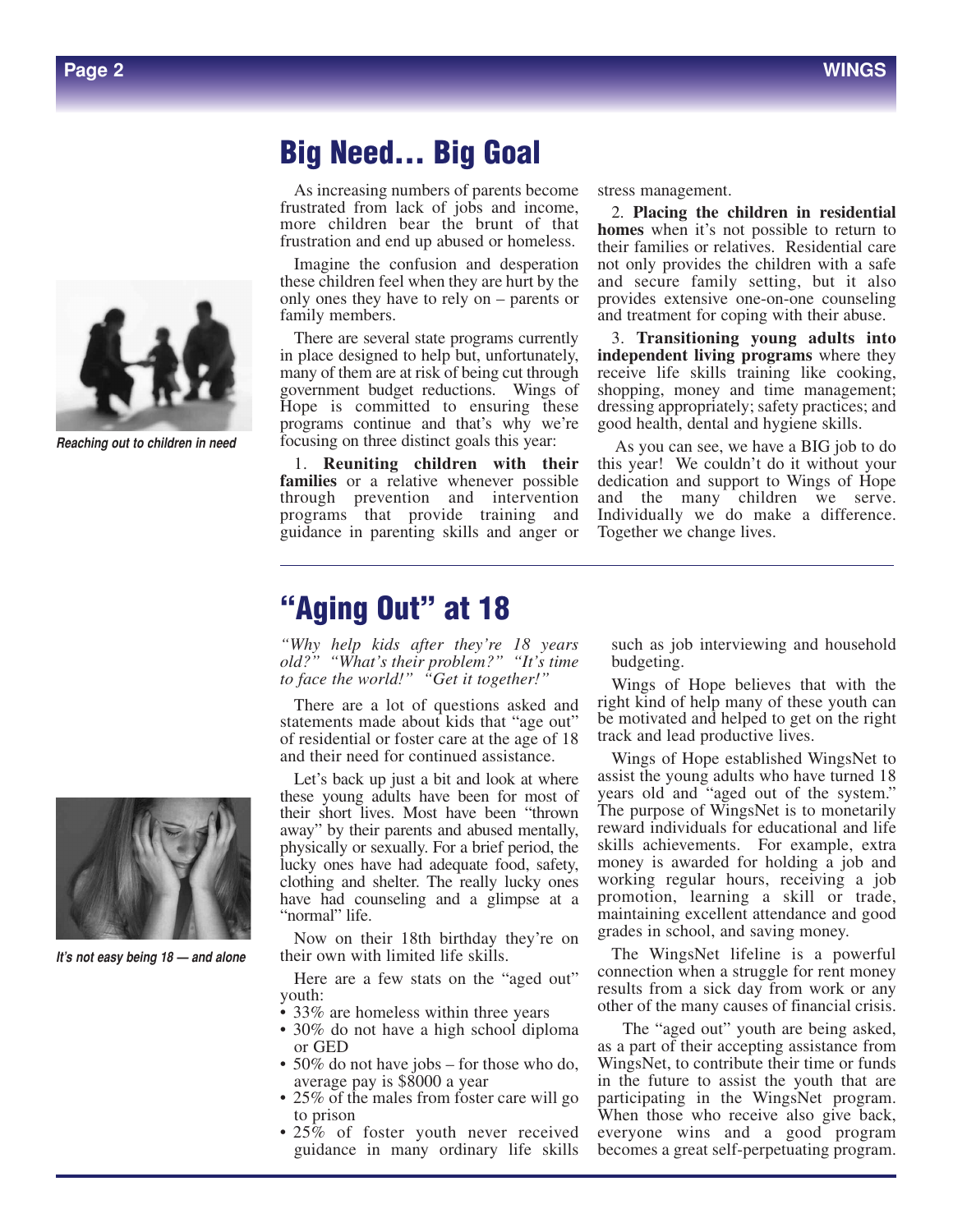# Big Need... Big Goal

*Reaching out to children in need*

As increasing numbers of parents become frustrated from lack of jobs and income, more children bear the brunt of that frustration and end up abused or homeless.

Imagine the confusion and desperation these children feel when they are hurt by the only ones they have to rely on – parents or family members.

There are several state programs currently in place designed to help but, unfortunately, many of them are at risk of being cut through government budget reductions. Wings of Hope is committed to ensuring these programs continue and that's why we're focusing on three distinct goals this year:

1. **Reuniting children with their families** or a relative whenever possible through prevention and intervention programs that provide training and guidance in parenting skills and anger or stress management.

2. **Placing the children in residential homes** when it's not possible to return to their families or relatives. Residential care not only provides the children with a safe and secure family setting, but it also provides extensive one-on-one counseling and treatment for coping with their abuse.

3. **Transitioning young adults into independent living programs** where they receive life skills training like cooking, shopping, money and time management; dressing appropriately; safety practices; and good health, dental and hygiene skills.

As you can see, we have a BIG job to do this year! We couldn't do it without your dedication and support to Wings of Hope and the many children we serve. Individually we do make a difference. Together we change lives.

# "Aging Out" at 18

*It's not easy being 18 — and alone*

*"Why help kids after they're 18 years old?" "What's their problem?" "It's time to face the world!" "Get it together!"*

There are a lot of questions asked and statements made about kids that "age out" of residential or foster care at the age of 18 and their need for continued assistance.

Let's back up just a bit and look at where these young adults have been for most of their short lives. Most have been "thrown away" by their parents and abused mentally, physically or sexually. For a brief period, the lucky ones have had adequate food, safety, clothing and shelter. The really lucky ones have had counseling and a glimpse at a "normal" life.

Now on their 18th birthday they're on their own with limited life skills.

Here are a few stats on the "aged out" youth:

- 33% are homeless within three years
- 30% do not have a high school diploma or GED
- 50% do not have jobs – for those who do, average pay is $8000 a year
- 25% of the males from foster care will go to prison
- 25% of foster youth never received guidance in many ordinary life skills such as job interviewing and household budgeting.

Wings of Hope believes that with the right kind of help many of these youth can be motivated and helped to get on the right track and lead productive lives.

Wings of Hope established WingsNet to assist the young adults who have turned 18 years old and "aged out of the system." The purpose of WingsNet is to monetarily reward individuals for educational and life skills achievements. For example, extra money is awarded for holding a job and working regular hours, receiving a job promotion, learning a skill or trade, maintaining excellent attendance and good grades in school, and saving money.

The WingsNet lifeline is a powerful connection when a struggle for rent money results from a sick day from work or any other of the many causes of financial crisis.

The "aged out" youth are being asked, as a part of their accepting assistance from WingsNet, to contribute their time or funds in the future to assist the youth that are participating in the WingsNet program. When those who receive also give back, everyone wins and a good program becomes a great self-perpetuating program.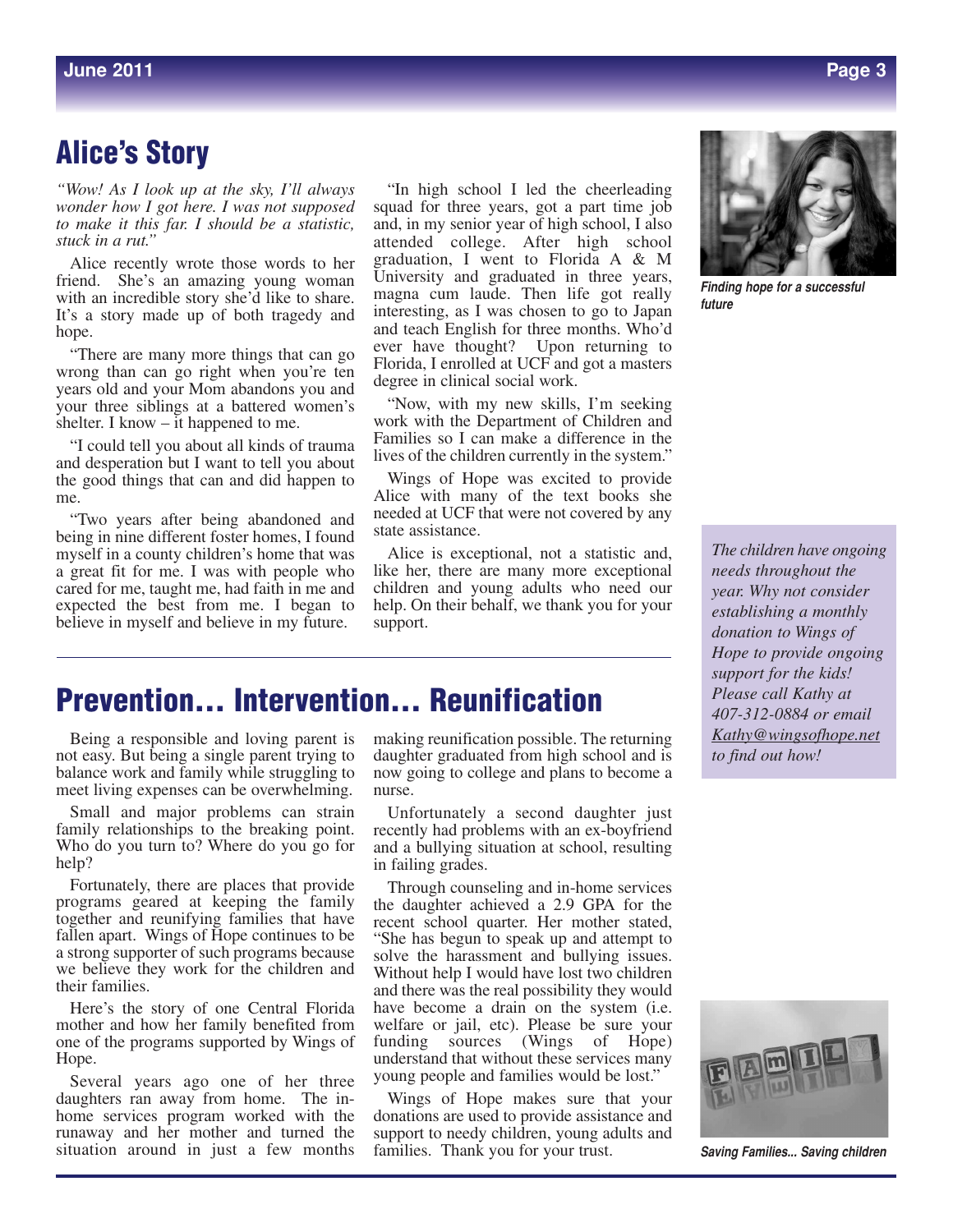## Alice's Story

*"Wow! As I look up at the sky, I'll always wonder how I got here. I was not supposed to make it this far. I should be a statistic, stuck in a rut."*

Alice recently wrote those words to her friend. She's an amazing young woman with an incredible story she'd like to share. It's a story made up of both tragedy and hope.

"There are many more things that can go wrong than can go right when you're ten years old and your Mom abandons you and your three siblings at a battered women's shelter. I know – it happened to me.

"I could tell you about all kinds of trauma and desperation but I want to tell you about the good things that can and did happen to me.

"Two years after being abandoned and being in nine different foster homes, I found myself in a county children's home that was a great fit for me. I was with people who cared for me, taught me, had faith in me and expected the best from me. I began to believe in myself and believe in my future.

"In high school I led the cheerleading squad for three years, got a part time job and, in my senior year of high school, I also attended college. After high school graduation, I went to Florida A & M University and graduated in three years, magna cum laude. Then life got really interesting, as I was chosen to go to Japan and teach English for three months. Who'd ever have thought? Upon returning to Florida, I enrolled at UCF and got a masters degree in clinical social work.

"Now, with my new skills, I'm seeking work with the Department of Children and Families so I can make a difference in the lives of the children currently in the system."

Wings of Hope was excited to provide Alice with many of the text books she needed at UCF that were not covered by any state assistance.

Alice is exceptional, not a statistic and, like her, there are many more exceptional children and young adults who need our help. On their behalf, we thank you for your support.

***Finding hope for a successful future***

*The children have ongoing needs throughout the year. Why not consider establishing a monthly donation to Wings of Hope to provide ongoing support for the kids! Please call Kathy at 407-312-0884 or email Kathy@wingsofhope.net to find out how!*

## Prevention... Intervention... Reunification

Being a responsible and loving parent is not easy. But being a single parent trying to balance work and family while struggling to meet living expenses can be overwhelming.

Small and major problems can strain family relationships to the breaking point. Who do you turn to? Where do you go for help?

Fortunately, there are places that provide programs geared at keeping the family together and reunifying families that have fallen apart. Wings of Hope continues to be a strong supporter of such programs because we believe they work for the children and their families.

Here's the story of one Central Florida mother and how her family benefited from one of the programs supported by Wings of Hope.

Several years ago one of her three daughters ran away from home. The in-home services program worked with the runaway and her mother and turned the situation around in just a few months making reunification possible. The returning daughter graduated from high school and is now going to college and plans to become a nurse.

Unfortunately a second daughter just recently had problems with an ex-boyfriend and a bullying situation at school, resulting in failing grades.

Through counseling and in-home services the daughter achieved a 2.9 GPA for the recent school quarter. Her mother stated, "She has begun to speak up and attempt to solve the harassment and bullying issues. Without help I would have lost two children and there was the real possibility they would have become a drain on the system (i.e. welfare or jail, etc). Please be sure your funding sources (Wings of Hope) understand that without these services many young people and families would be lost."

Wings of Hope makes sure that your donations are used to provide assistance and support to needy children, young adults and families. Thank you for your trust.

***Saving Families... Saving children***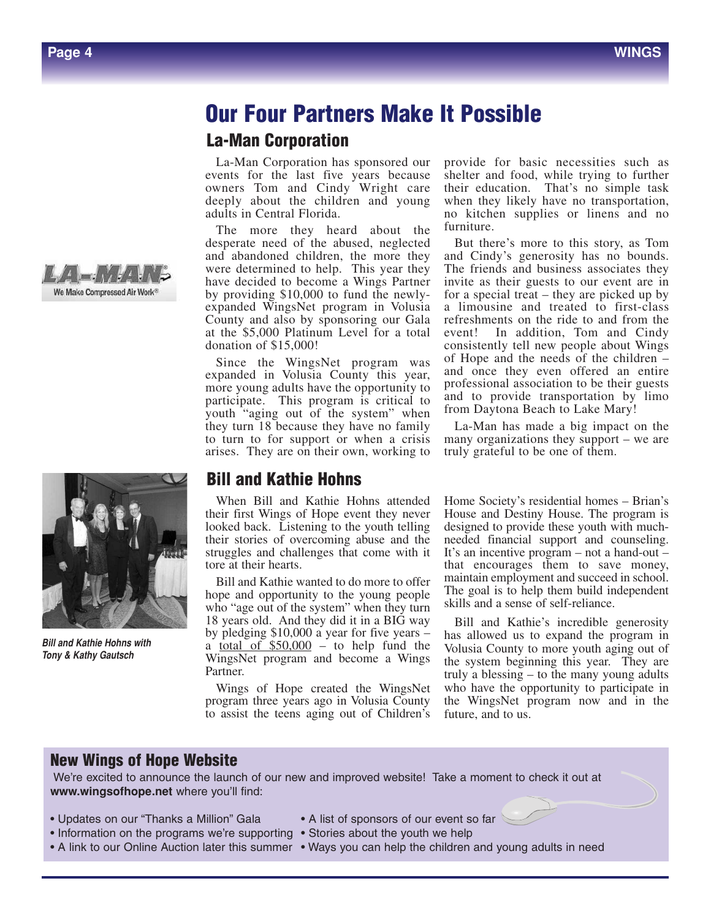# Our Four Partners Make It Possible

## La-Man Corporation

La-Man Corporation has sponsored our events for the last five years because owners Tom and Cindy Wright care deeply about the children and young adults in Central Florida.

The more they heard about the desperate need of the abused, neglected and abandoned children, the more they were determined to help. This year they have decided to become a Wings Partner by providing $10,000 to fund the newly-expanded WingsNet program in Volusia County and also by sponsoring our Gala at the $5,000 Platinum Level for a total donation of $15,000!

Since the WingsNet program was expanded in Volusia County this year, more young adults have the opportunity to participate. This program is critical to youth "aging out of the system" when they turn 18 because they have no family to turn to for support or when a crisis arises. They are on their own, working to provide for basic necessities such as shelter and food, while trying to further their education. That's no simple task when they likely have no transportation, no kitchen supplies or linens and no furniture.

But there's more to this story, as Tom and Cindy's generosity has no bounds. The friends and business associates they invite as their guests to our event are in for a special treat – they are picked up by a limousine and treated to first-class refreshments on the ride to and from the event! In addition, Tom and Cindy consistently tell new people about Wings of Hope and the needs of the children – and once they even offered an entire professional association to be their guests and to provide transportation by limo from Daytona Beach to Lake Mary!

La-Man has made a big impact on the many organizations they support – we are truly grateful to be one of them.

LA-MAN We Make Compressed Air Work®

## Bill and Kathie Hohns

When Bill and Kathie Hohns attended their first Wings of Hope event they never looked back. Listening to the youth telling their stories of overcoming abuse and the struggles and challenges that come with it tore at their hearts.

Bill and Kathie wanted to do more to offer hope and opportunity to the young people who "age out of the system" when they turn 18 years old. And they did it in a BIG way by pledging $10,000 a year for five years – a total of $50,000 – to help fund the WingsNet program and become a Wings Partner.

Wings of Hope created the WingsNet program three years ago in Volusia County to assist the teens aging out of Children's Home Society's residential homes – Brian's House and Destiny House. The program is designed to provide these youth with much-needed financial support and counseling. It's an incentive program – not a hand-out – that encourages them to save money, maintain employment and succeed in school. The goal is to help them build independent skills and a sense of self-reliance.

Bill and Kathie's incredible generosity has allowed us to expand the program in Volusia County to more youth aging out of the system beginning this year. They are truly a blessing – to the many young adults who have the opportunity to participate in the WingsNet program now and in the future, and to us.

*Bill and Kathie Hohns with Tony & Kathy Gautsch*

## New Wings of Hope Website

We're excited to announce the launch of our new and improved website! Take a moment to check it out at **www.wingsofhope.net** where you'll find:

- Updates on our "Thanks a Million" Gala
- Information on the programs we're supporting
- A link to our Online Auction later this summer
- A list of sponsors of our event so far
- Stories about the youth we help
- Ways you can help the children and young adults in need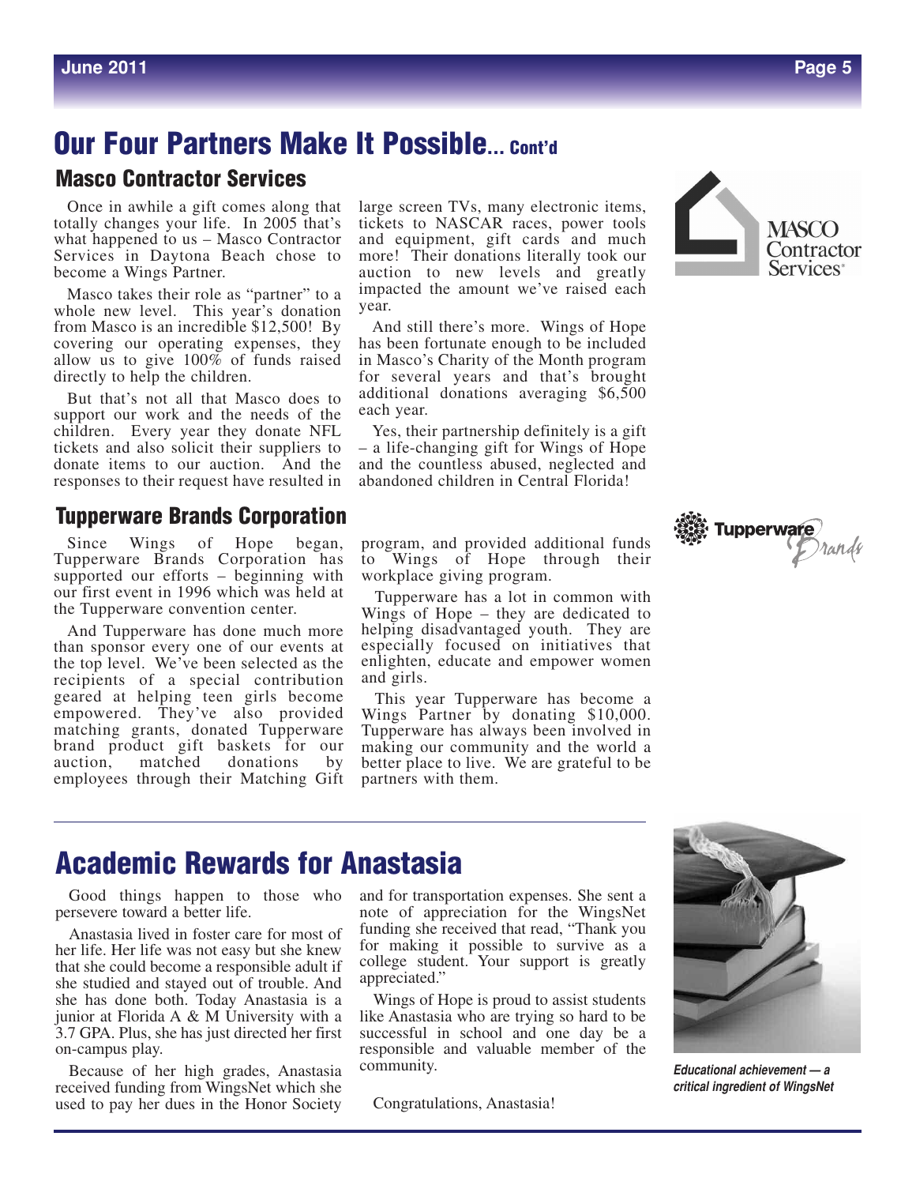# Our Four Partners Make It Possible... Cont'd

## Masco Contractor Services

Once in awhile a gift comes along that totally changes your life. In 2005 that's what happened to us – Masco Contractor Services in Daytona Beach chose to become a Wings Partner.

Masco takes their role as "partner" to a whole new level. This year's donation from Masco is an incredible $12,500! By covering our operating expenses, they allow us to give 100% of funds raised directly to help the children.

But that's not all that Masco does to support our work and the needs of the children. Every year they donate NFL tickets and also solicit their suppliers to donate items to our auction. And the responses to their request have resulted in large screen TVs, many electronic items, tickets to NASCAR races, power tools and equipment, gift cards and much more! Their donations literally took our auction to new levels and greatly impacted the amount we've raised each year.

And still there's more. Wings of Hope has been fortunate enough to be included in Masco's Charity of the Month program for several years and that's brought additional donations averaging $6,500 each year.

Yes, their partnership definitely is a gift – a life-changing gift for Wings of Hope and the countless abused, neglected and abandoned children in Central Florida!

## Tupperware Brands Corporation

Since Wings of Hope began, Tupperware Brands Corporation has supported our efforts – beginning with our first event in 1996 which was held at the Tupperware convention center.

And Tupperware has done much more than sponsor every one of our events at the top level. We've been selected as the recipients of a special contribution geared at helping teen girls become empowered. They've also provided matching grants, donated Tupperware brand product gift baskets for our auction, matched donations by employees through their Matching Gift program, and provided additional funds to Wings of Hope through their workplace giving program.

Tupperware has a lot in common with Wings of Hope – they are dedicated to helping disadvantaged youth. They are especially focused on initiatives that enlighten, educate and empower women and girls.

This year Tupperware has become a Wings Partner by donating $10,000. Tupperware has always been involved in making our community and the world a better place to live. We are grateful to be partners with them.

# Academic Rewards for Anastasia

Good things happen to those who persevere toward a better life.

Anastasia lived in foster care for most of her life. Her life was not easy but she knew that she could become a responsible adult if she studied and stayed out of trouble. And she has done both. Today Anastasia is a junior at Florida A & M University with a 3.7 GPA. Plus, she has just directed her first on-campus play.

Because of her high grades, Anastasia received funding from WingsNet which she used to pay her dues in the Honor Society and for transportation expenses. She sent a note of appreciation for the WingsNet funding she received that read, "Thank you for making it possible to survive as a college student. Your support is greatly appreciated."

Wings of Hope is proud to assist students like Anastasia who are trying so hard to be successful in school and one day be a responsible and valuable member of the community.

Congratulations, Anastasia!

*Educational achievement — a critical ingredient of WingsNet*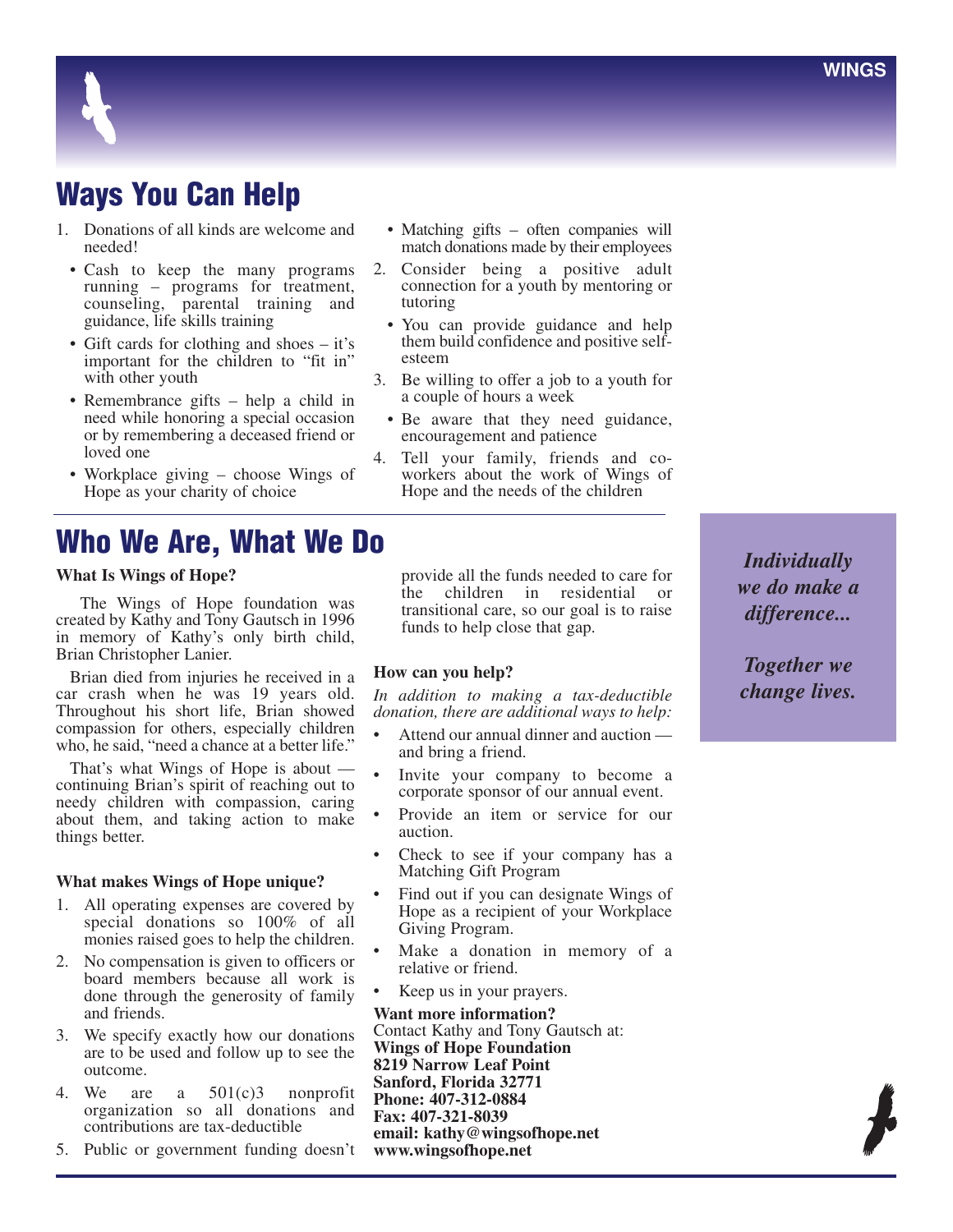## Ways You Can Help

1. Donations of all kinds are welcome and needed!
   - Cash to keep the many programs running – programs for treatment, counseling, parental training and guidance, life skills training
   - Gift cards for clothing and shoes – it's important for the children to "fit in" with other youth
   - Remembrance gifts – help a child in need while honoring a special occasion or by remembering a deceased friend or loved one
   - Workplace giving – choose Wings of Hope as your charity of choice
   - Matching gifts – often companies will match donations made by their employees
2. Consider being a positive adult connection for a youth by mentoring or tutoring
   - You can provide guidance and help them build confidence and positive self-esteem
3. Be willing to offer a job to a youth for a couple of hours a week
   - Be aware that they need guidance, encouragement and patience
4. Tell your family, friends and co-workers about the work of Wings of Hope and the needs of the children

## Who We Are, What We Do

**What Is Wings of Hope?**

The Wings of Hope foundation was created by Kathy and Tony Gautsch in 1996 in memory of Kathy's only birth child, Brian Christopher Lanier.

Brian died from injuries he received in a car crash when he was 19 years old. Throughout his short life, Brian showed compassion for others, especially children who, he said, "need a chance at a better life."

That's what Wings of Hope is about — continuing Brian's spirit of reaching out to needy children with compassion, caring about them, and taking action to make things better.

**What makes Wings of Hope unique?**

1. All operating expenses are covered by special donations so 100% of all monies raised goes to help the children.
2. No compensation is given to officers or board members because all work is done through the generosity of family and friends.
3. We specify exactly how our donations are to be used and follow up to see the outcome.
4. We are a 501(c)3 nonprofit organization so all donations and contributions are tax-deductible
5. Public or government funding doesn't provide all the funds needed to care for the children in residential or transitional care, so our goal is to raise funds to help close that gap.

**How can you help?**

*In addition to making a tax-deductible donation, there are additional ways to help:*

- Attend our annual dinner and auction — and bring a friend.
- Invite your company to become a corporate sponsor of our annual event.
- Provide an item or service for our auction.
- Check to see if your company has a Matching Gift Program
- Find out if you can designate Wings of Hope as a recipient of your Workplace Giving Program.
- Make a donation in memory of a relative or friend.
- Keep us in your prayers.

**Want more information?**
Contact Kathy and Tony Gautsch at:
**Wings of Hope Foundation**
**8219 Narrow Leaf Point**
**Sanford, Florida 32771**
**Phone: 407-312-0884**
**Fax: 407-321-8039**
**email: kathy@wingsofhope.net**
**www.wingsofhope.net**

***Individually we do make a difference...***

***Together we change lives.***